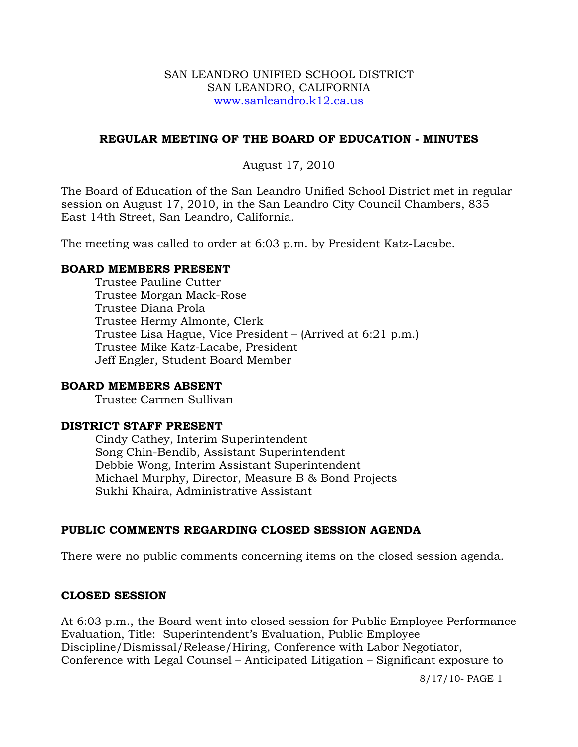SAN LEANDRO UNIFIED SCHOOL DISTRICT
SAN LEANDRO, CALIFORNIA
www.sanleandro.k12.ca.us

## REGULAR MEETING OF THE BOARD OF EDUCATION - MINUTES

August 17, 2010

The Board of Education of the San Leandro Unified School District met in regular session on August 17, 2010, in the San Leandro City Council Chambers, 835 East 14th Street, San Leandro, California.

The meeting was called to order at 6:03 p.m. by President Katz-Lacabe.

### BOARD MEMBERS PRESENT

Trustee Pauline Cutter
Trustee Morgan Mack-Rose
Trustee Diana Prola
Trustee Hermy Almonte, Clerk
Trustee Lisa Hague, Vice President – (Arrived at 6:21 p.m.)
Trustee Mike Katz-Lacabe, President
Jeff Engler, Student Board Member

### BOARD MEMBERS ABSENT

Trustee Carmen Sullivan

### DISTRICT STAFF PRESENT

Cindy Cathey, Interim Superintendent
Song Chin-Bendib, Assistant Superintendent
Debbie Wong, Interim Assistant Superintendent
Michael Murphy, Director, Measure B & Bond Projects
Sukhi Khaira, Administrative Assistant

### PUBLIC COMMENTS REGARDING CLOSED SESSION AGENDA

There were no public comments concerning items on the closed session agenda.

### CLOSED SESSION

At 6:03 p.m., the Board went into closed session for Public Employee Performance Evaluation, Title: Superintendent's Evaluation, Public Employee Discipline/Dismissal/Release/Hiring, Conference with Labor Negotiator, Conference with Legal Counsel – Anticipated Litigation – Significant exposure to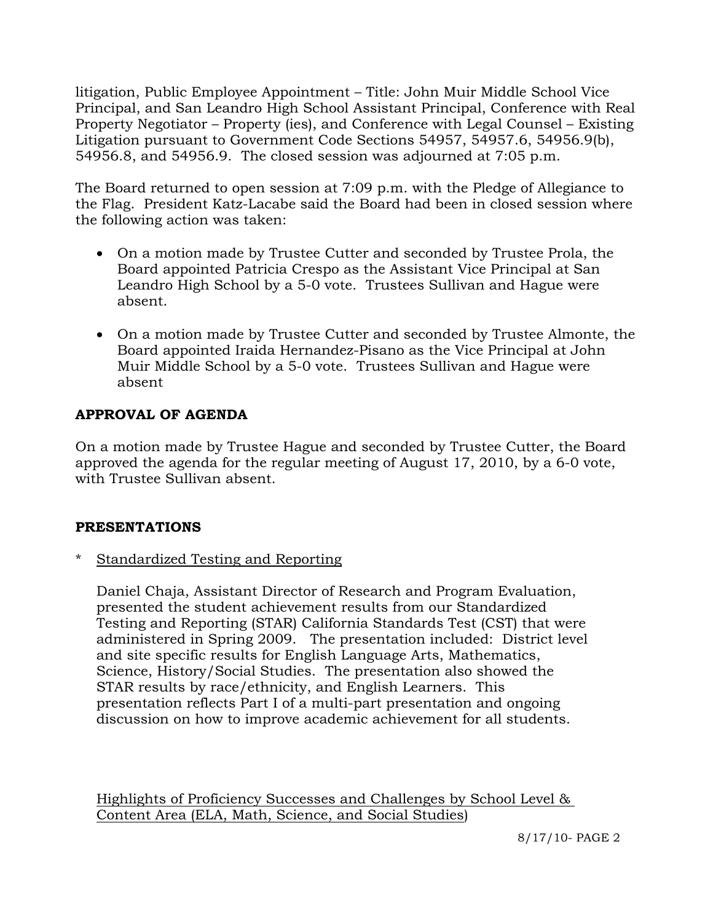litigation, Public Employee Appointment – Title: John Muir Middle School Vice Principal, and San Leandro High School Assistant Principal, Conference with Real Property Negotiator – Property (ies), and Conference with Legal Counsel – Existing Litigation pursuant to Government Code Sections 54957, 54957.6, 54956.9(b), 54956.8, and 54956.9. The closed session was adjourned at 7:05 p.m.

The Board returned to open session at 7:09 p.m. with the Pledge of Allegiance to the Flag. President Katz-Lacabe said the Board had been in closed session where the following action was taken:

- On a motion made by Trustee Cutter and seconded by Trustee Prola, the Board appointed Patricia Crespo as the Assistant Vice Principal at San Leandro High School by a 5-0 vote. Trustees Sullivan and Hague were absent.

- On a motion made by Trustee Cutter and seconded by Trustee Almonte, the Board appointed Iraida Hernandez-Pisano as the Vice Principal at John Muir Middle School by a 5-0 vote. Trustees Sullivan and Hague were absent

**APPROVAL OF AGENDA**

On a motion made by Trustee Hague and seconded by Trustee Cutter, the Board approved the agenda for the regular meeting of August 17, 2010, by a 6-0 vote, with Trustee Sullivan absent.

**PRESENTATIONS**

\* Standardized Testing and Reporting

Daniel Chaja, Assistant Director of Research and Program Evaluation, presented the student achievement results from our Standardized Testing and Reporting (STAR) California Standards Test (CST) that were administered in Spring 2009. The presentation included: District level and site specific results for English Language Arts, Mathematics, Science, History/Social Studies. The presentation also showed the STAR results by race/ethnicity, and English Learners. This presentation reflects Part I of a multi-part presentation and ongoing discussion on how to improve academic achievement for all students.

Highlights of Proficiency Successes and Challenges by School Level & Content Area (ELA, Math, Science, and Social Studies)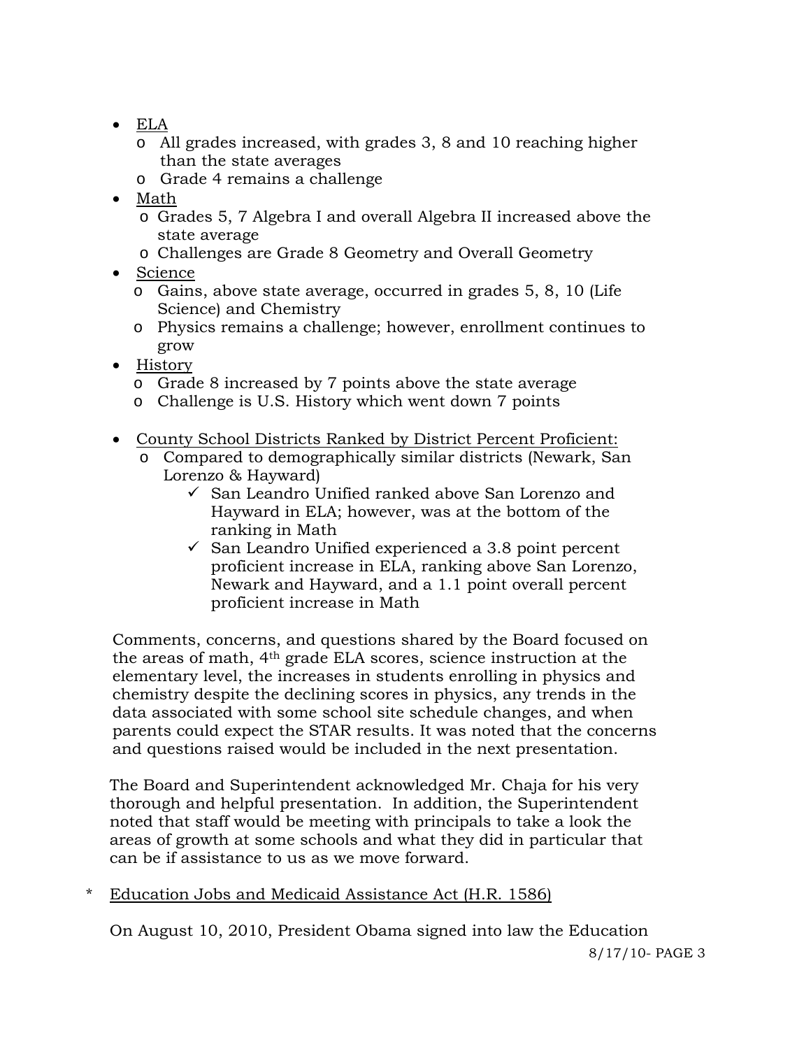- ELA
    - All grades increased, with grades 3, 8 and 10 reaching higher than the state averages
    - Grade 4 remains a challenge
- Math
    - Grades 5, 7 Algebra I and overall Algebra II increased above the state average
    - Challenges are Grade 8 Geometry and Overall Geometry
- Science
    - Gains, above state average, occurred in grades 5, 8, 10 (Life Science) and Chemistry
    - Physics remains a challenge; however, enrollment continues to grow
- History
    - Grade 8 increased by 7 points above the state average
    - Challenge is U.S. History which went down 7 points

- County School Districts Ranked by District Percent Proficient:
    - Compared to demographically similar districts (Newark, San Lorenzo & Hayward)
        - ✓ San Leandro Unified ranked above San Lorenzo and Hayward in ELA; however, was at the bottom of the ranking in Math
        - ✓ San Leandro Unified experienced a 3.8 point percent proficient increase in ELA, ranking above San Lorenzo, Newark and Hayward, and a 1.1 point overall percent proficient increase in Math

Comments, concerns, and questions shared by the Board focused on the areas of math, 4th grade ELA scores, science instruction at the elementary level, the increases in students enrolling in physics and chemistry despite the declining scores in physics, any trends in the data associated with some school site schedule changes, and when parents could expect the STAR results. It was noted that the concerns and questions raised would be included in the next presentation.

The Board and Superintendent acknowledged Mr. Chaja for his very thorough and helpful presentation. In addition, the Superintendent noted that staff would be meeting with principals to take a look the areas of growth at some schools and what they did in particular that can be if assistance to us as we move forward.

\* Education Jobs and Medicaid Assistance Act (H.R. 1586)

On August 10, 2010, President Obama signed into law the Education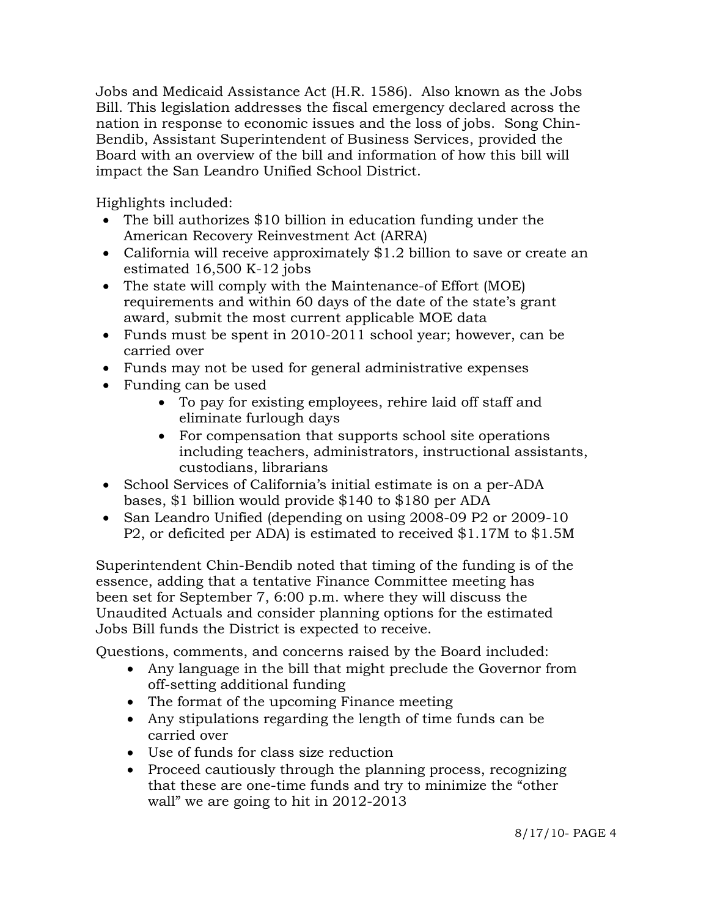Jobs and Medicaid Assistance Act (H.R. 1586). Also known as the Jobs Bill. This legislation addresses the fiscal emergency declared across the nation in response to economic issues and the loss of jobs. Song Chin-Bendib, Assistant Superintendent of Business Services, provided the Board with an overview of the bill and information of how this bill will impact the San Leandro Unified School District.

Highlights included:

- The bill authorizes $10 billion in education funding under the American Recovery Reinvestment Act (ARRA)
- California will receive approximately $1.2 billion to save or create an estimated 16,500 K-12 jobs
- The state will comply with the Maintenance-of Effort (MOE) requirements and within 60 days of the date of the state's grant award, submit the most current applicable MOE data
- Funds must be spent in 2010-2011 school year; however, can be carried over
- Funds may not be used for general administrative expenses
- Funding can be used
    - To pay for existing employees, rehire laid off staff and eliminate furlough days
    - For compensation that supports school site operations including teachers, administrators, instructional assistants, custodians, librarians
- School Services of California's initial estimate is on a per-ADA bases, $1 billion would provide $140 to $180 per ADA
- San Leandro Unified (depending on using 2008-09 P2 or 2009-10 P2, or deficited per ADA) is estimated to received $1.17M to $1.5M

Superintendent Chin-Bendib noted that timing of the funding is of the essence, adding that a tentative Finance Committee meeting has been set for September 7, 6:00 p.m. where they will discuss the Unaudited Actuals and consider planning options for the estimated Jobs Bill funds the District is expected to receive.

Questions, comments, and concerns raised by the Board included:

- Any language in the bill that might preclude the Governor from off-setting additional funding
- The format of the upcoming Finance meeting
- Any stipulations regarding the length of time funds can be carried over
- Use of funds for class size reduction
- Proceed cautiously through the planning process, recognizing that these are one-time funds and try to minimize the "other wall" we are going to hit in 2012-2013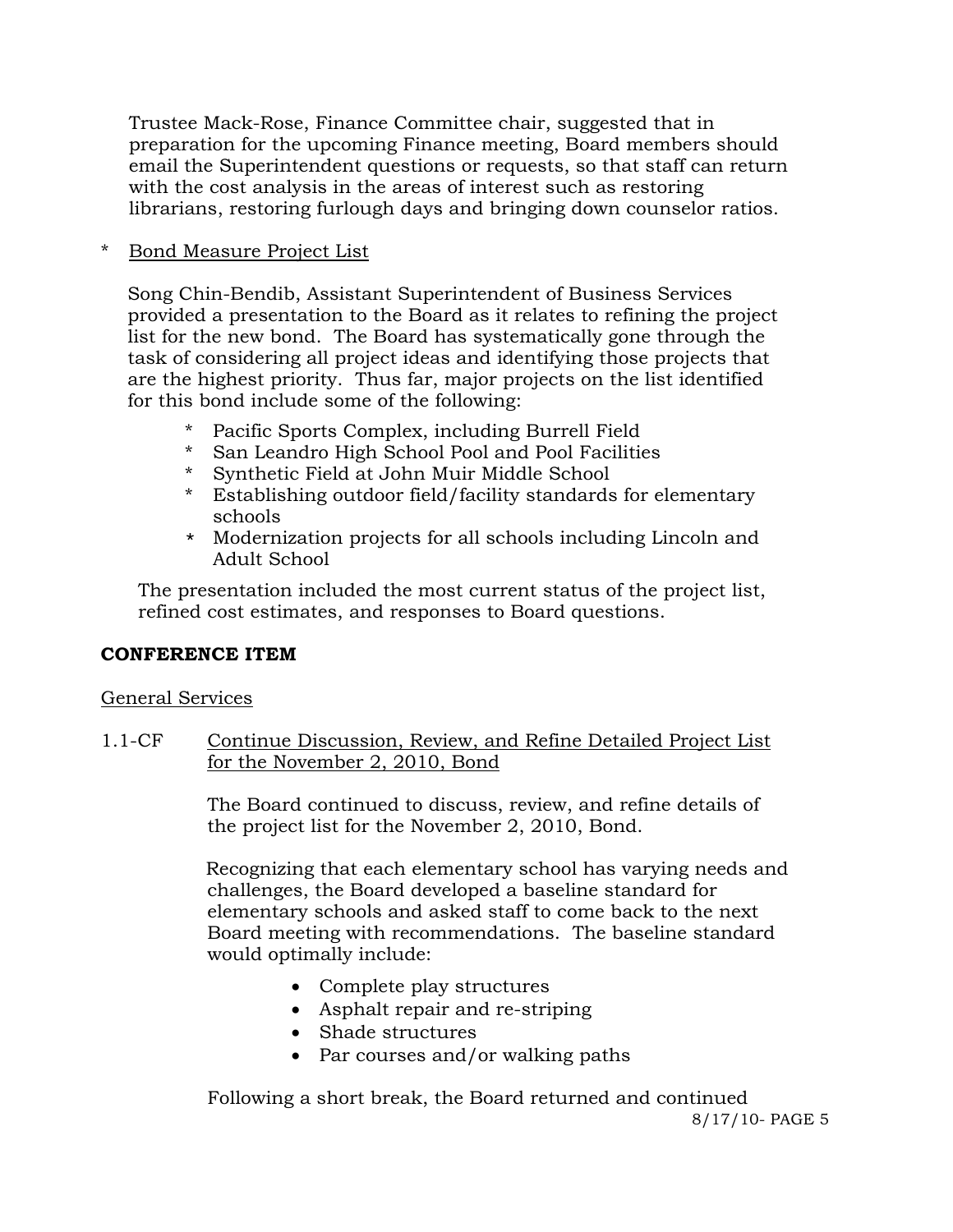Trustee Mack-Rose, Finance Committee chair, suggested that in preparation for the upcoming Finance meeting, Board members should email the Superintendent questions or requests, so that staff can return with the cost analysis in the areas of interest such as restoring librarians, restoring furlough days and bringing down counselor ratios.

* Bond Measure Project List

Song Chin-Bendib, Assistant Superintendent of Business Services provided a presentation to the Board as it relates to refining the project list for the new bond. The Board has systematically gone through the task of considering all project ideas and identifying those projects that are the highest priority. Thus far, major projects on the list identified for this bond include some of the following:

* Pacific Sports Complex, including Burrell Field
* San Leandro High School Pool and Pool Facilities
* Synthetic Field at John Muir Middle School
* Establishing outdoor field/facility standards for elementary schools
* Modernization projects for all schools including Lincoln and Adult School

The presentation included the most current status of the project list, refined cost estimates, and responses to Board questions.

**CONFERENCE ITEM**

General Services

1.1-CF Continue Discussion, Review, and Refine Detailed Project List for the November 2, 2010, Bond

The Board continued to discuss, review, and refine details of the project list for the November 2, 2010, Bond.

Recognizing that each elementary school has varying needs and challenges, the Board developed a baseline standard for elementary schools and asked staff to come back to the next Board meeting with recommendations. The baseline standard would optimally include:

- Complete play structures
- Asphalt repair and re-striping
- Shade structures
- Par courses and/or walking paths

Following a short break, the Board returned and continued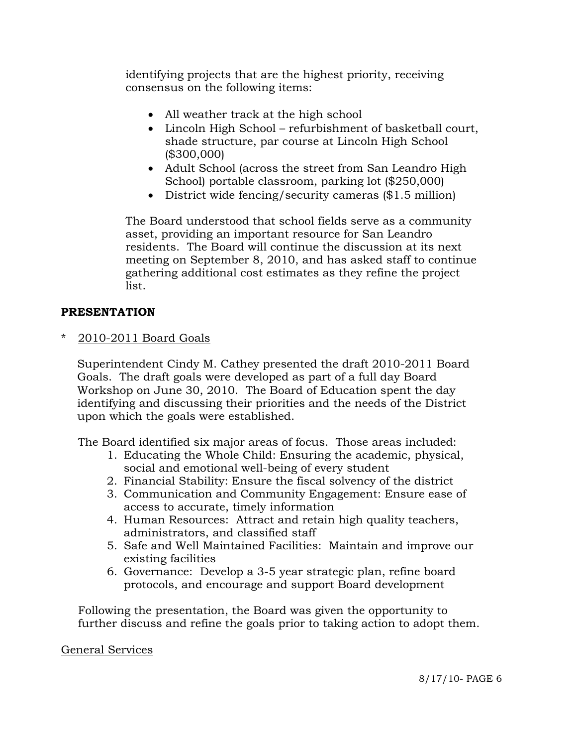identifying projects that are the highest priority, receiving consensus on the following items:

- All weather track at the high school
- Lincoln High School – refurbishment of basketball court, shade structure, par course at Lincoln High School ($300,000)
- Adult School (across the street from San Leandro High School) portable classroom, parking lot ($250,000)
- District wide fencing/security cameras ($1.5 million)

The Board understood that school fields serve as a community asset, providing an important resource for San Leandro residents. The Board will continue the discussion at its next meeting on September 8, 2010, and has asked staff to continue gathering additional cost estimates as they refine the project list.

**PRESENTATION**

\* <u>2010-2011 Board Goals</u>

Superintendent Cindy M. Cathey presented the draft 2010-2011 Board Goals. The draft goals were developed as part of a full day Board Workshop on June 30, 2010. The Board of Education spent the day identifying and discussing their priorities and the needs of the District upon which the goals were established.

The Board identified six major areas of focus. Those areas included:

1. Educating the Whole Child: Ensuring the academic, physical, social and emotional well-being of every student
2. Financial Stability: Ensure the fiscal solvency of the district
3. Communication and Community Engagement: Ensure ease of access to accurate, timely information
4. Human Resources: Attract and retain high quality teachers, administrators, and classified staff
5. Safe and Well Maintained Facilities: Maintain and improve our existing facilities
6. Governance: Develop a 3-5 year strategic plan, refine board protocols, and encourage and support Board development

Following the presentation, the Board was given the opportunity to further discuss and refine the goals prior to taking action to adopt them.

<u>General Services</u>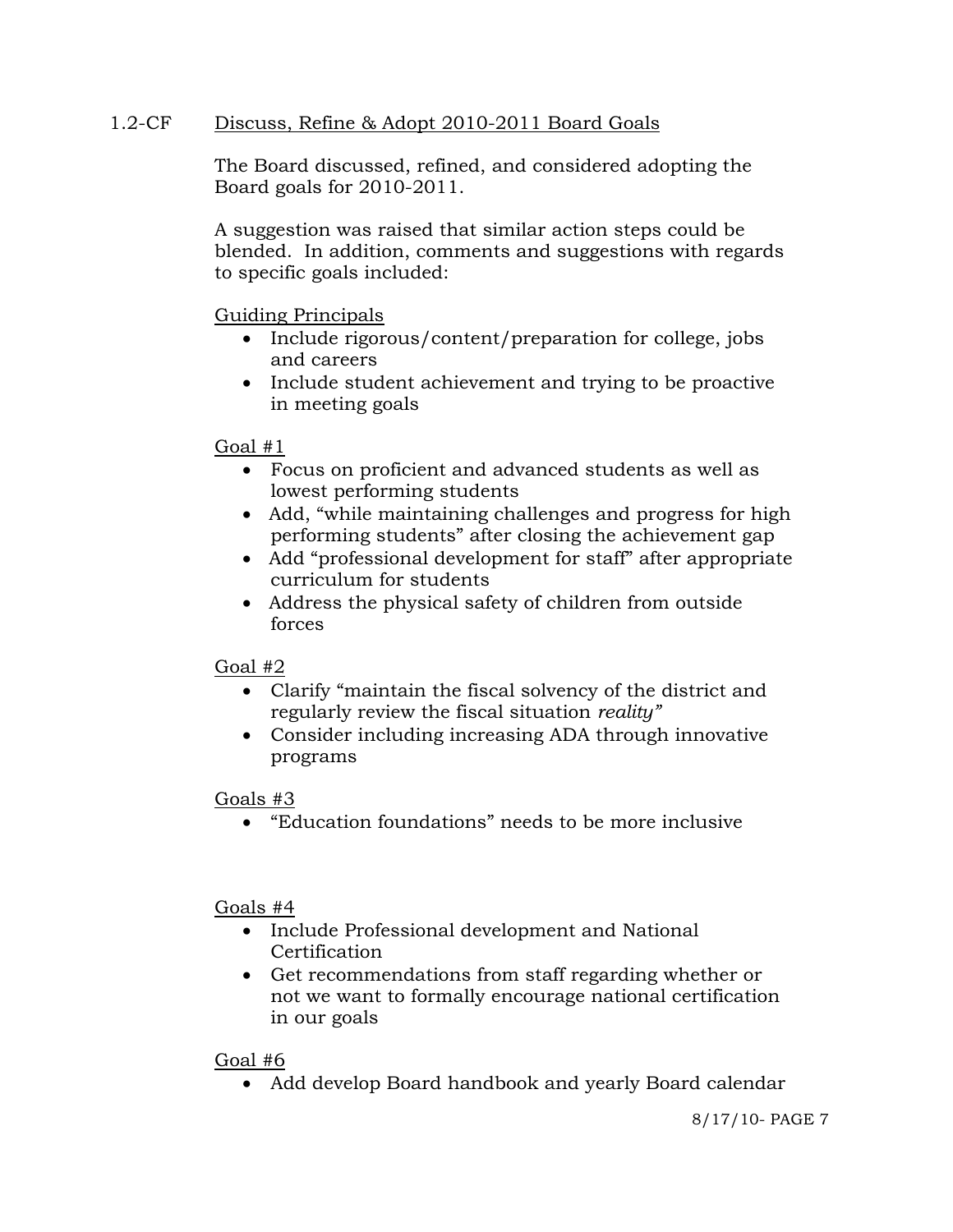1.2-CF Discuss, Refine & Adopt 2010-2011 Board Goals

The Board discussed, refined, and considered adopting the Board goals for 2010-2011.

A suggestion was raised that similar action steps could be blended. In addition, comments and suggestions with regards to specific goals included:

Guiding Principals

- Include rigorous/content/preparation for college, jobs and careers
- Include student achievement and trying to be proactive in meeting goals

Goal #1

- Focus on proficient and advanced students as well as lowest performing students
- Add, "while maintaining challenges and progress for high performing students" after closing the achievement gap
- Add "professional development for staff" after appropriate curriculum for students
- Address the physical safety of children from outside forces

Goal #2

- Clarify "maintain the fiscal solvency of the district and regularly review the fiscal situation *reality"*
- Consider including increasing ADA through innovative programs

Goals #3

- "Education foundations" needs to be more inclusive

Goals #4

- Include Professional development and National Certification
- Get recommendations from staff regarding whether or not we want to formally encourage national certification in our goals

Goal #6

- Add develop Board handbook and yearly Board calendar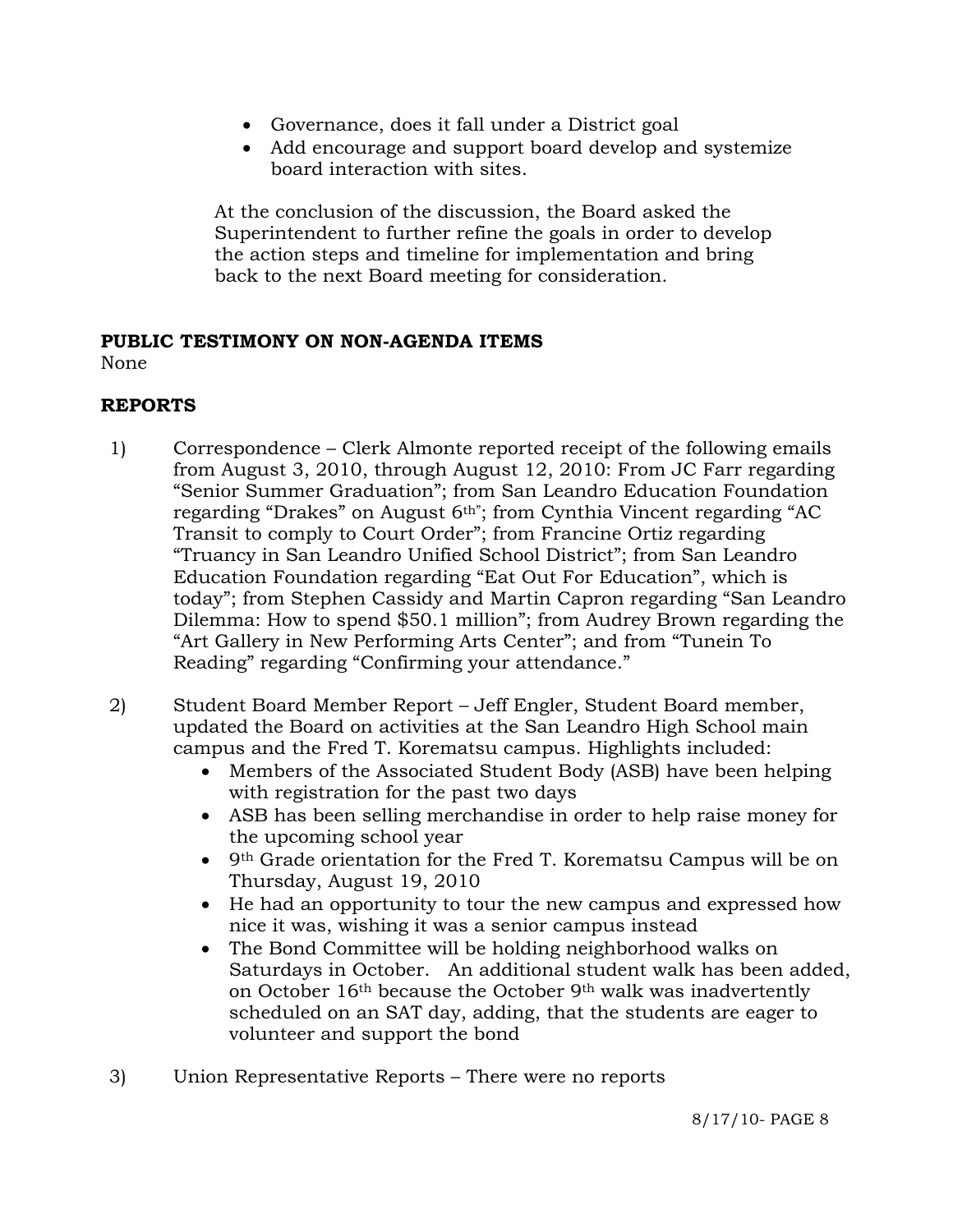- Governance, does it fall under a District goal
- Add encourage and support board develop and systemize board interaction with sites.

At the conclusion of the discussion, the Board asked the Superintendent to further refine the goals in order to develop the action steps and timeline for implementation and bring back to the next Board meeting for consideration.

**PUBLIC TESTIMONY ON NON-AGENDA ITEMS**

None

**REPORTS**

1) Correspondence – Clerk Almonte reported receipt of the following emails from August 3, 2010, through August 12, 2010: From JC Farr regarding "Senior Summer Graduation"; from San Leandro Education Foundation regarding "Drakes" on August 6th"; from Cynthia Vincent regarding "AC Transit to comply to Court Order"; from Francine Ortiz regarding "Truancy in San Leandro Unified School District"; from San Leandro Education Foundation regarding "Eat Out For Education", which is today"; from Stephen Cassidy and Martin Capron regarding "San Leandro Dilemma: How to spend $50.1 million"; from Audrey Brown regarding the "Art Gallery in New Performing Arts Center"; and from "Tunein To Reading" regarding "Confirming your attendance."

2) Student Board Member Report – Jeff Engler, Student Board member, updated the Board on activities at the San Leandro High School main campus and the Fred T. Korematsu campus. Highlights included:
   - Members of the Associated Student Body (ASB) have been helping with registration for the past two days
   - ASB has been selling merchandise in order to help raise money for the upcoming school year
   - 9th Grade orientation for the Fred T. Korematsu Campus will be on Thursday, August 19, 2010
   - He had an opportunity to tour the new campus and expressed how nice it was, wishing it was a senior campus instead
   - The Bond Committee will be holding neighborhood walks on Saturdays in October. An additional student walk has been added, on October 16th because the October 9th walk was inadvertently scheduled on an SAT day, adding, that the students are eager to volunteer and support the bond

3) Union Representative Reports – There were no reports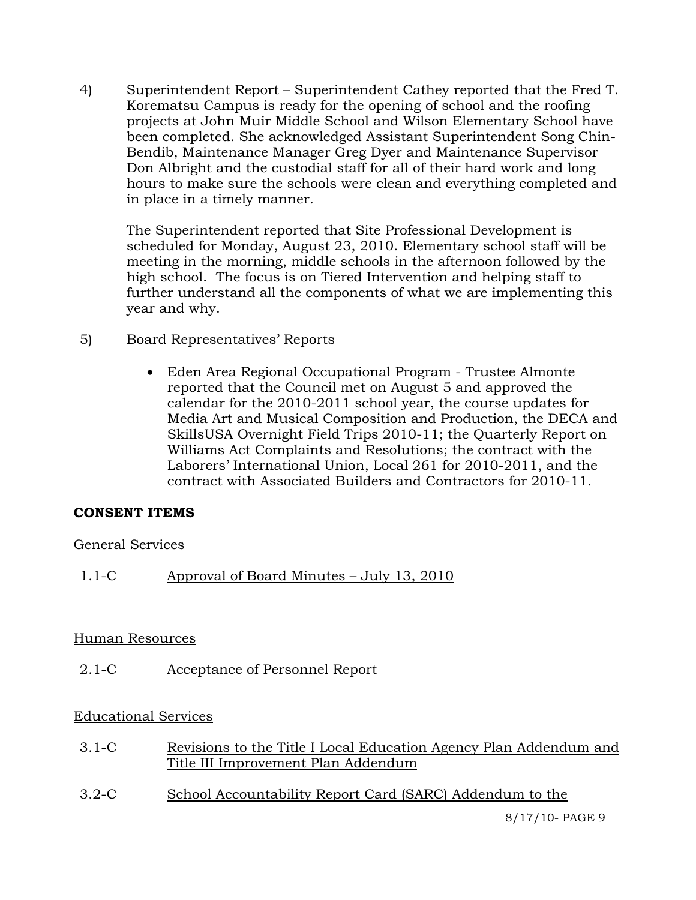4) Superintendent Report – Superintendent Cathey reported that the Fred T. Korematsu Campus is ready for the opening of school and the roofing projects at John Muir Middle School and Wilson Elementary School have been completed. She acknowledged Assistant Superintendent Song Chin-Bendib, Maintenance Manager Greg Dyer and Maintenance Supervisor Don Albright and the custodial staff for all of their hard work and long hours to make sure the schools were clean and everything completed and in place in a timely manner.

   The Superintendent reported that Site Professional Development is scheduled for Monday, August 23, 2010. Elementary school staff will be meeting in the morning, middle schools in the afternoon followed by the high school. The focus is on Tiered Intervention and helping staff to further understand all the components of what we are implementing this year and why.

5) Board Representatives' Reports

   - Eden Area Regional Occupational Program - Trustee Almonte reported that the Council met on August 5 and approved the calendar for the 2010-2011 school year, the course updates for Media Art and Musical Composition and Production, the DECA and SkillsUSA Overnight Field Trips 2010-11; the Quarterly Report on Williams Act Complaints and Resolutions; the contract with the Laborers' International Union, Local 261 for 2010-2011, and the contract with Associated Builders and Contractors for 2010-11.

## CONSENT ITEMS

General Services

1.1-C Approval of Board Minutes – July 13, 2010

Human Resources

2.1-C Acceptance of Personnel Report

Educational Services

3.1-C Revisions to the Title I Local Education Agency Plan Addendum and Title III Improvement Plan Addendum

3.2-C School Accountability Report Card (SARC) Addendum to the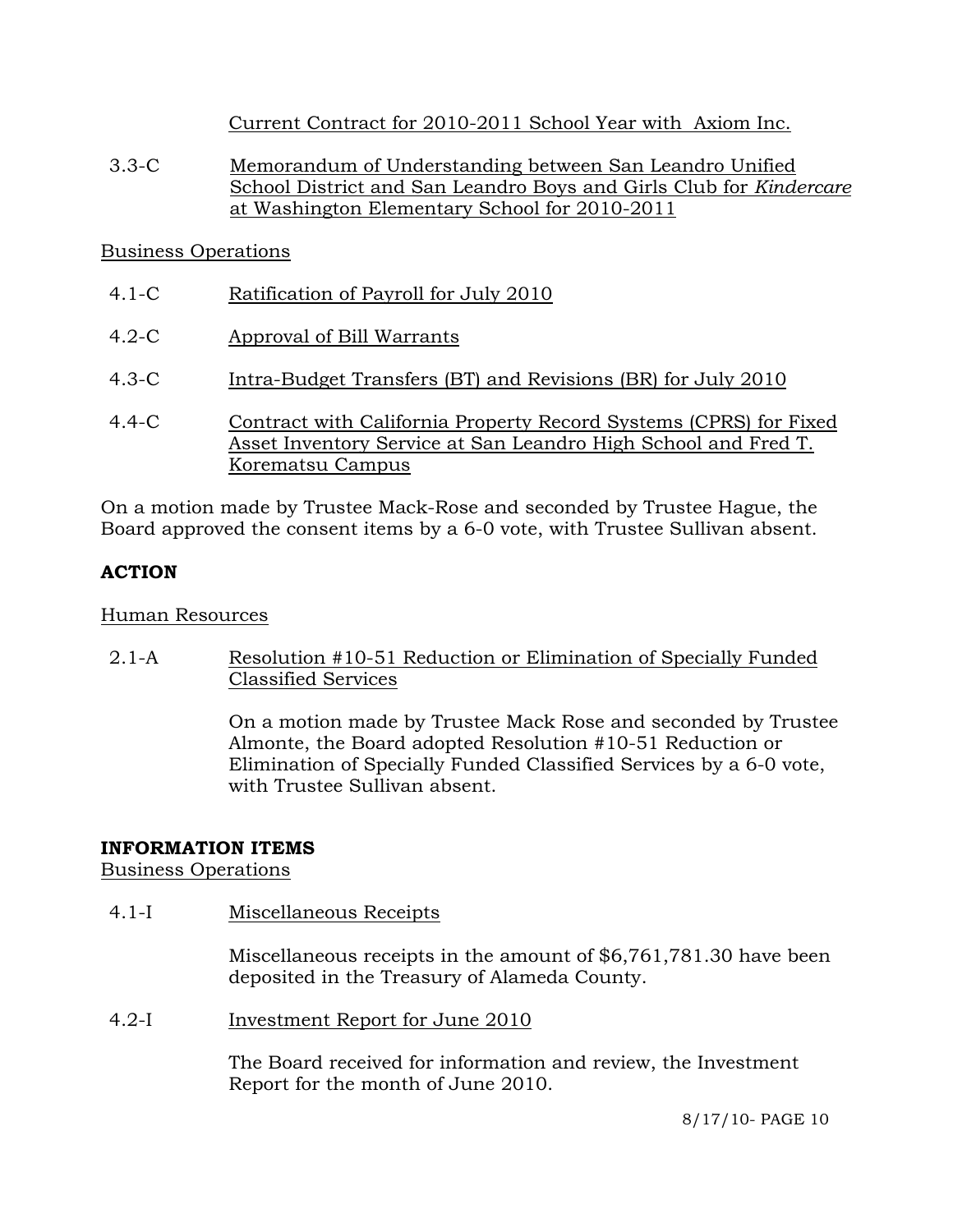Current Contract for 2010-2011 School Year with Axiom Inc.

3.3-C Memorandum of Understanding between San Leandro Unified School District and San Leandro Boys and Girls Club for *Kindercare* at Washington Elementary School for 2010-2011

Business Operations

4.1-C Ratification of Payroll for July 2010

4.2-C Approval of Bill Warrants

4.3-C Intra-Budget Transfers (BT) and Revisions (BR) for July 2010

4.4-C Contract with California Property Record Systems (CPRS) for Fixed Asset Inventory Service at San Leandro High School and Fred T. Korematsu Campus

On a motion made by Trustee Mack-Rose and seconded by Trustee Hague, the Board approved the consent items by a 6-0 vote, with Trustee Sullivan absent.

**ACTION**

Human Resources

2.1-A Resolution #10-51 Reduction or Elimination of Specially Funded Classified Services

On a motion made by Trustee Mack Rose and seconded by Trustee Almonte, the Board adopted Resolution #10-51 Reduction or Elimination of Specially Funded Classified Services by a 6-0 vote, with Trustee Sullivan absent.

**INFORMATION ITEMS**

Business Operations

4.1-I Miscellaneous Receipts

Miscellaneous receipts in the amount of $6,761,781.30 have been deposited in the Treasury of Alameda County.

4.2-I Investment Report for June 2010

The Board received for information and review, the Investment Report for the month of June 2010.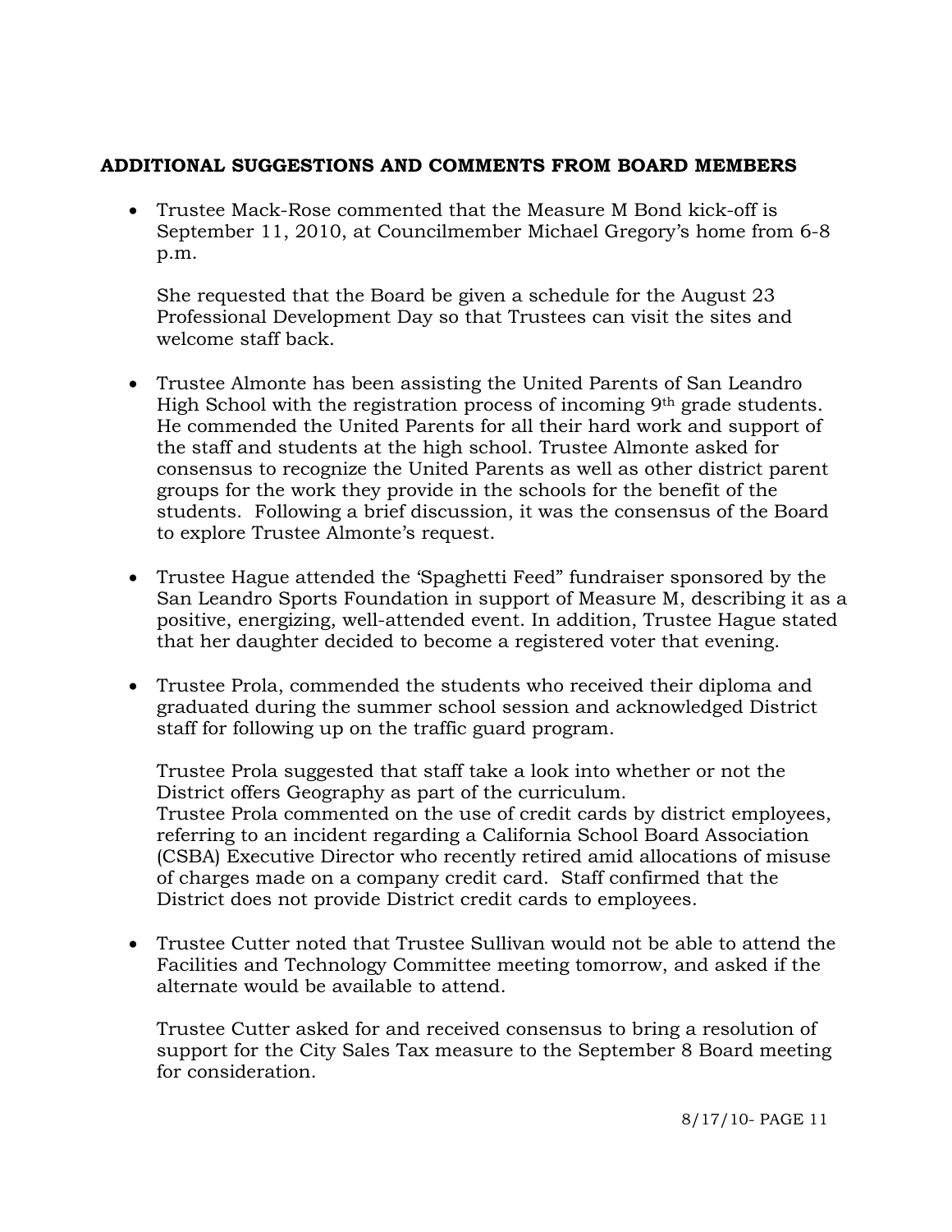## ADDITIONAL SUGGESTIONS AND COMMENTS FROM BOARD MEMBERS

- Trustee Mack-Rose commented that the Measure M Bond kick-off is September 11, 2010, at Councilmember Michael Gregory's home from 6-8 p.m.

  She requested that the Board be given a schedule for the August 23 Professional Development Day so that Trustees can visit the sites and welcome staff back.

- Trustee Almonte has been assisting the United Parents of San Leandro High School with the registration process of incoming 9th grade students. He commended the United Parents for all their hard work and support of the staff and students at the high school. Trustee Almonte asked for consensus to recognize the United Parents as well as other district parent groups for the work they provide in the schools for the benefit of the students. Following a brief discussion, it was the consensus of the Board to explore Trustee Almonte's request.

- Trustee Hague attended the 'Spaghetti Feed" fundraiser sponsored by the San Leandro Sports Foundation in support of Measure M, describing it as a positive, energizing, well-attended event. In addition, Trustee Hague stated that her daughter decided to become a registered voter that evening.

- Trustee Prola, commended the students who received their diploma and graduated during the summer school session and acknowledged District staff for following up on the traffic guard program.

  Trustee Prola suggested that staff take a look into whether or not the District offers Geography as part of the curriculum.
  Trustee Prola commented on the use of credit cards by district employees, referring to an incident regarding a California School Board Association (CSBA) Executive Director who recently retired amid allocations of misuse of charges made on a company credit card. Staff confirmed that the District does not provide District credit cards to employees.

- Trustee Cutter noted that Trustee Sullivan would not be able to attend the Facilities and Technology Committee meeting tomorrow, and asked if the alternate would be available to attend.

  Trustee Cutter asked for and received consensus to bring a resolution of support for the City Sales Tax measure to the September 8 Board meeting for consideration.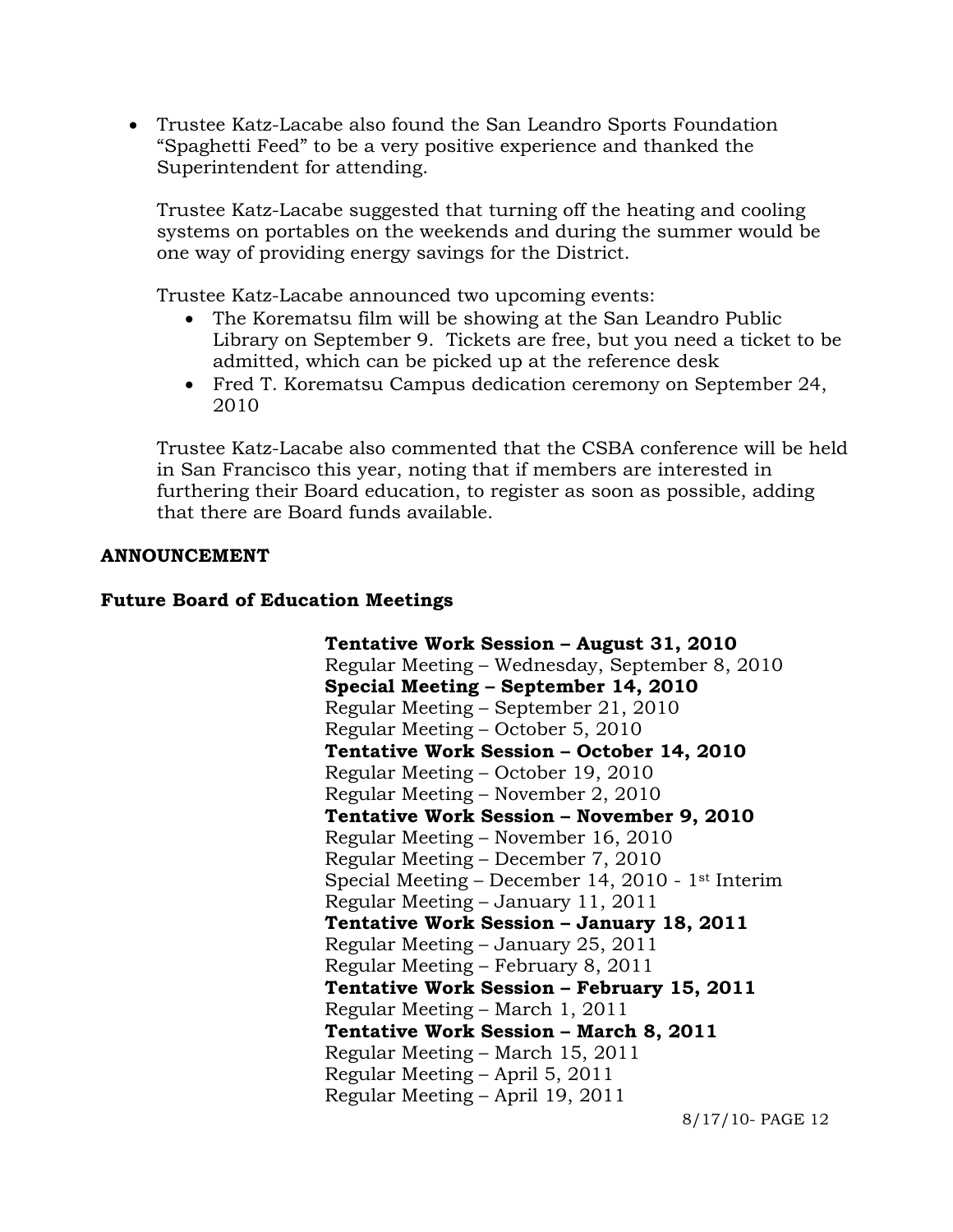- Trustee Katz-Lacabe also found the San Leandro Sports Foundation "Spaghetti Feed" to be a very positive experience and thanked the Superintendent for attending.

  Trustee Katz-Lacabe suggested that turning off the heating and cooling systems on portables on the weekends and during the summer would be one way of providing energy savings for the District.

  Trustee Katz-Lacabe announced two upcoming events:
  - The Korematsu film will be showing at the San Leandro Public Library on September 9. Tickets are free, but you need a ticket to be admitted, which can be picked up at the reference desk
  - Fred T. Korematsu Campus dedication ceremony on September 24, 2010

  Trustee Katz-Lacabe also commented that the CSBA conference will be held in San Francisco this year, noting that if members are interested in furthering their Board education, to register as soon as possible, adding that there are Board funds available.

**ANNOUNCEMENT**

**Future Board of Education Meetings**

**Tentative Work Session – August 31, 2010**
Regular Meeting – Wednesday, September 8, 2010
**Special Meeting – September 14, 2010**
Regular Meeting – September 21, 2010
Regular Meeting – October 5, 2010
**Tentative Work Session – October 14, 2010**
Regular Meeting – October 19, 2010
Regular Meeting – November 2, 2010
**Tentative Work Session – November 9, 2010**
Regular Meeting – November 16, 2010
Regular Meeting – December 7, 2010
Special Meeting – December 14, 2010 - 1st Interim
Regular Meeting – January 11, 2011
**Tentative Work Session – January 18, 2011**
Regular Meeting – January 25, 2011
Regular Meeting – February 8, 2011
**Tentative Work Session – February 15, 2011**
Regular Meeting – March 1, 2011
**Tentative Work Session – March 8, 2011**
Regular Meeting – March 15, 2011
Regular Meeting – April 5, 2011
Regular Meeting – April 19, 2011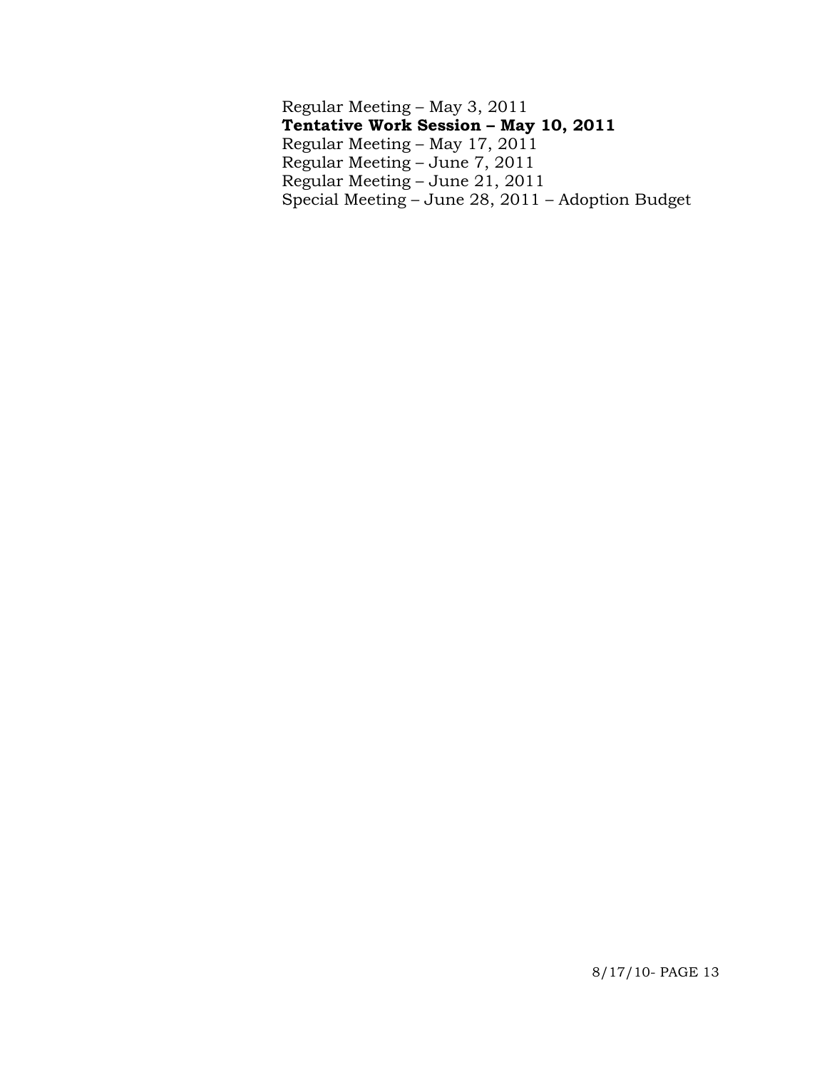Regular Meeting – May 3, 2011
**Tentative Work Session – May 10, 2011**
Regular Meeting – May 17, 2011
Regular Meeting – June 7, 2011
Regular Meeting – June 21, 2011
Special Meeting – June 28, 2011 – Adoption Budget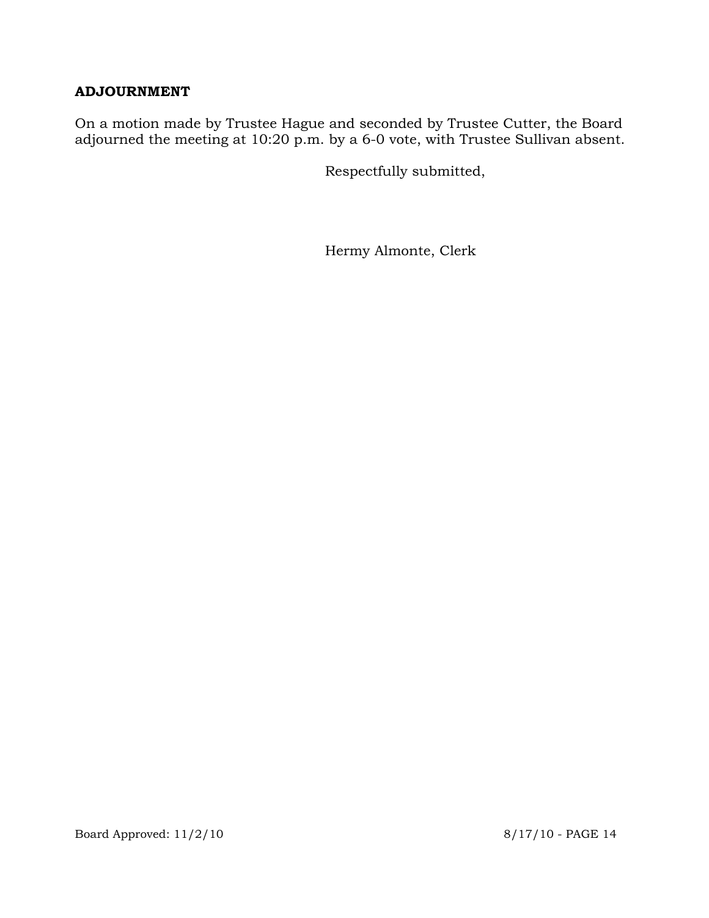**ADJOURNMENT**

On a motion made by Trustee Hague and seconded by Trustee Cutter, the Board adjourned the meeting at 10:20 p.m. by a 6-0 vote, with Trustee Sullivan absent.

Respectfully submitted,

Hermy Almonte, Clerk